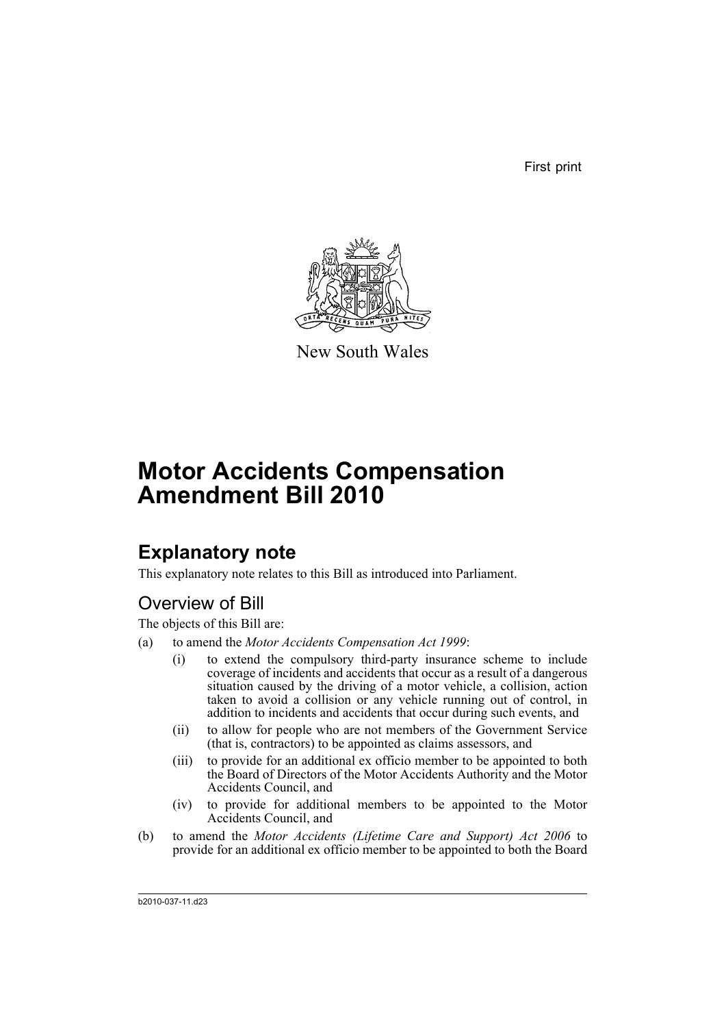First print

New South Wales

# Motor Accidents Compensation Amendment Bill 2010

## Explanatory note

This explanatory note relates to this Bill as introduced into Parliament.

### Overview of Bill

The objects of this Bill are:

(a) to amend the *Motor Accidents Compensation Act 1999*:

   (i) to extend the compulsory third-party insurance scheme to include coverage of incidents and accidents that occur as a result of a dangerous situation caused by the driving of a motor vehicle, a collision, action taken to avoid a collision or any vehicle running out of control, in addition to incidents and accidents that occur during such events, and

   (ii) to allow for people who are not members of the Government Service (that is, contractors) to be appointed as claims assessors, and

   (iii) to provide for an additional ex officio member to be appointed to both the Board of Directors of the Motor Accidents Authority and the Motor Accidents Council, and

   (iv) to provide for additional members to be appointed to the Motor Accidents Council, and

(b) to amend the *Motor Accidents (Lifetime Care and Support) Act 2006* to provide for an additional ex officio member to be appointed to both the Board

b2010-037-11.d23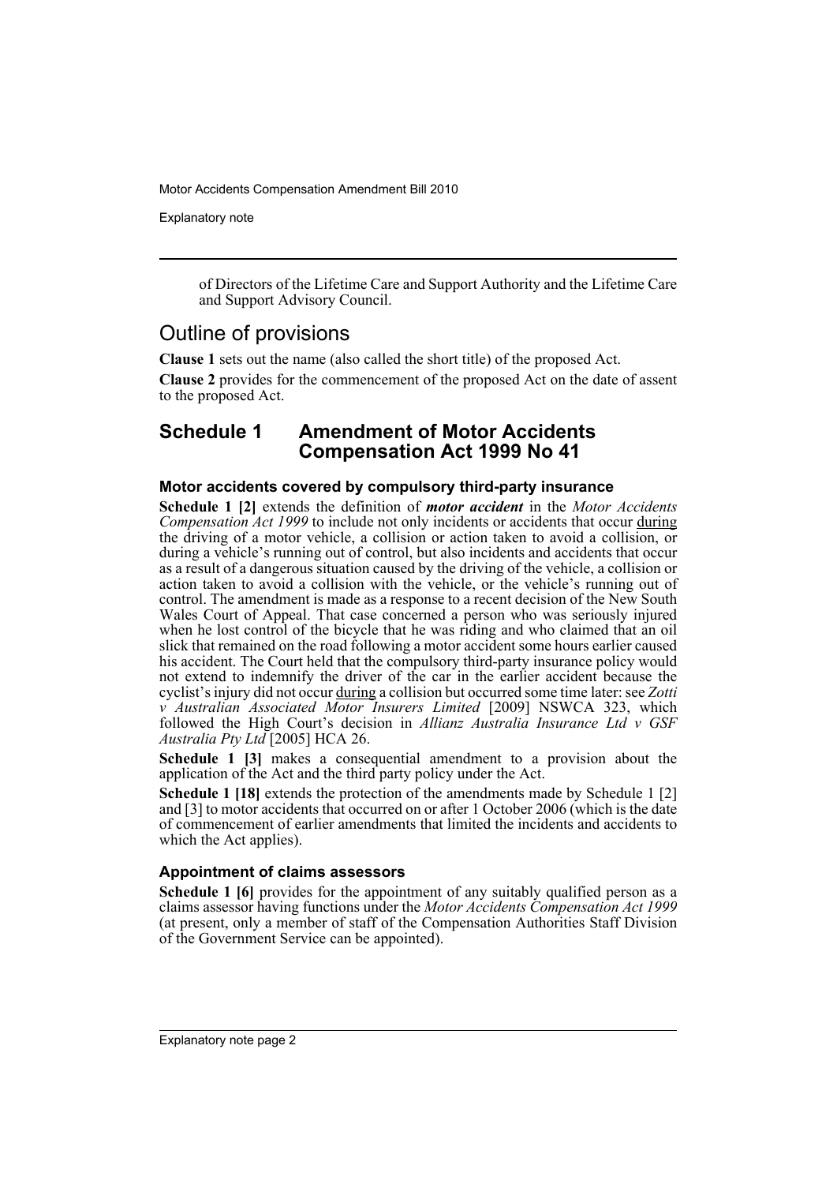of Directors of the Lifetime Care and Support Authority and the Lifetime Care and Support Advisory Council.

## Outline of provisions

**Clause 1** sets out the name (also called the short title) of the proposed Act.

**Clause 2** provides for the commencement of the proposed Act on the date of assent to the proposed Act.

## Schedule 1 Amendment of Motor Accidents Compensation Act 1999 No 41

### Motor accidents covered by compulsory third-party insurance

**Schedule 1 [2]** extends the definition of ***motor accident*** in the *Motor Accidents Compensation Act 1999* to include not only incidents or accidents that occur during the driving of a motor vehicle, a collision or action taken to avoid a collision, or during a vehicle's running out of control, but also incidents and accidents that occur as a result of a dangerous situation caused by the driving of the vehicle, a collision or action taken to avoid a collision with the vehicle, or the vehicle's running out of control. The amendment is made as a response to a recent decision of the New South Wales Court of Appeal. That case concerned a person who was seriously injured when he lost control of the bicycle that he was riding and who claimed that an oil slick that remained on the road following a motor accident some hours earlier caused his accident. The Court held that the compulsory third-party insurance policy would not extend to indemnify the driver of the car in the earlier accident because the cyclist's injury did not occur during a collision but occurred some time later: see *Zotti v Australian Associated Motor Insurers Limited* [2009] NSWCA 323, which followed the High Court's decision in *Allianz Australia Insurance Ltd v GSF Australia Pty Ltd* [2005] HCA 26.

**Schedule 1 [3]** makes a consequential amendment to a provision about the application of the Act and the third party policy under the Act.

**Schedule 1 [18]** extends the protection of the amendments made by Schedule 1 [2] and [3] to motor accidents that occurred on or after 1 October 2006 (which is the date of commencement of earlier amendments that limited the incidents and accidents to which the Act applies).

### Appointment of claims assessors

**Schedule 1 [6]** provides for the appointment of any suitably qualified person as a claims assessor having functions under the *Motor Accidents Compensation Act 1999* (at present, only a member of staff of the Compensation Authorities Staff Division of the Government Service can be appointed).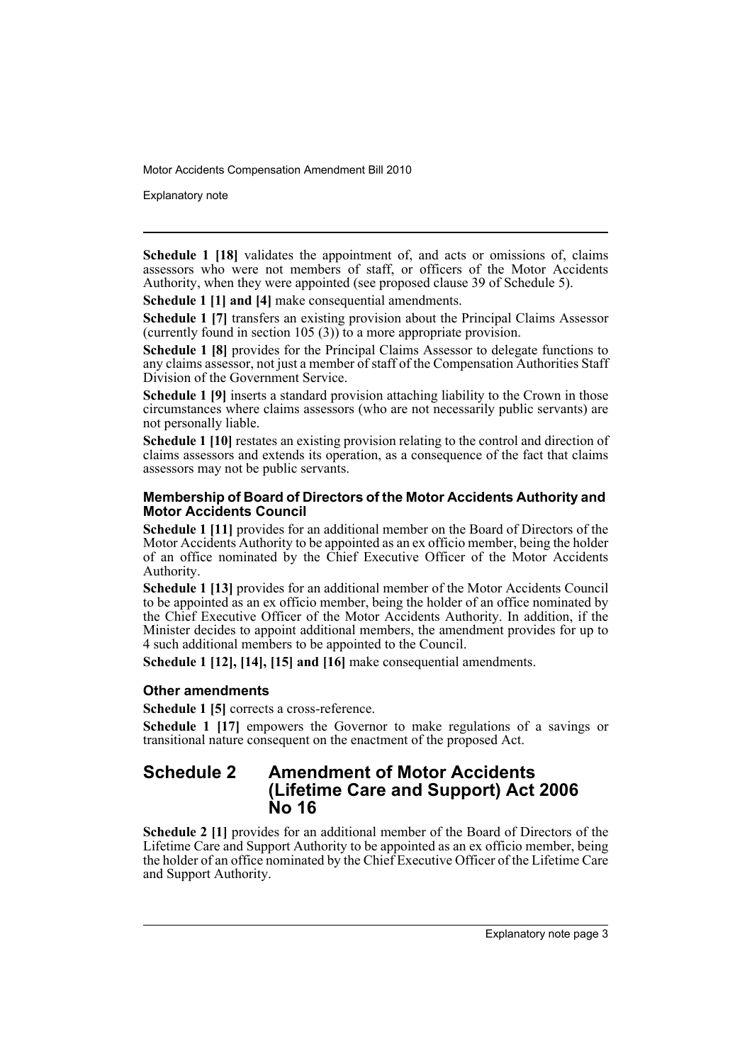**Schedule 1 [18]** validates the appointment of, and acts or omissions of, claims assessors who were not members of staff, or officers of the Motor Accidents Authority, when they were appointed (see proposed clause 39 of Schedule 5).

**Schedule 1 [1] and [4]** make consequential amendments.

**Schedule 1 [7]** transfers an existing provision about the Principal Claims Assessor (currently found in section 105 (3)) to a more appropriate provision.

**Schedule 1 [8]** provides for the Principal Claims Assessor to delegate functions to any claims assessor, not just a member of staff of the Compensation Authorities Staff Division of the Government Service.

**Schedule 1 [9]** inserts a standard provision attaching liability to the Crown in those circumstances where claims assessors (who are not necessarily public servants) are not personally liable.

**Schedule 1 [10]** restates an existing provision relating to the control and direction of claims assessors and extends its operation, as a consequence of the fact that claims assessors may not be public servants.

#### Membership of Board of Directors of the Motor Accidents Authority and Motor Accidents Council

**Schedule 1 [11]** provides for an additional member on the Board of Directors of the Motor Accidents Authority to be appointed as an ex officio member, being the holder of an office nominated by the Chief Executive Officer of the Motor Accidents Authority.

**Schedule 1 [13]** provides for an additional member of the Motor Accidents Council to be appointed as an ex officio member, being the holder of an office nominated by the Chief Executive Officer of the Motor Accidents Authority. In addition, if the Minister decides to appoint additional members, the amendment provides for up to 4 such additional members to be appointed to the Council.

**Schedule 1 [12], [14], [15] and [16]** make consequential amendments.

#### Other amendments

**Schedule 1 [5]** corrects a cross-reference.

**Schedule 1 [17]** empowers the Governor to make regulations of a savings or transitional nature consequent on the enactment of the proposed Act.

## Schedule 2 Amendment of Motor Accidents (Lifetime Care and Support) Act 2006 No 16

**Schedule 2 [1]** provides for an additional member of the Board of Directors of the Lifetime Care and Support Authority to be appointed as an ex officio member, being the holder of an office nominated by the Chief Executive Officer of the Lifetime Care and Support Authority.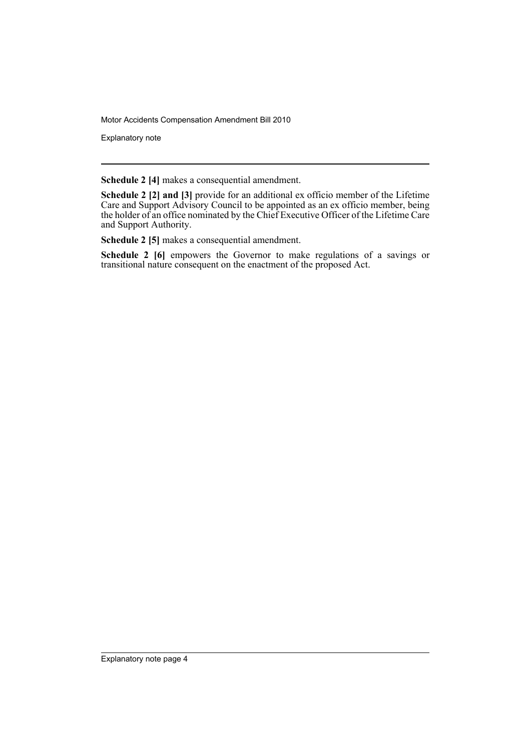**Schedule 2 [4]** makes a consequential amendment.

**Schedule 2 [2] and [3]** provide for an additional ex officio member of the Lifetime Care and Support Advisory Council to be appointed as an ex officio member, being the holder of an office nominated by the Chief Executive Officer of the Lifetime Care and Support Authority.

**Schedule 2 [5]** makes a consequential amendment.

**Schedule 2 [6]** empowers the Governor to make regulations of a savings or transitional nature consequent on the enactment of the proposed Act.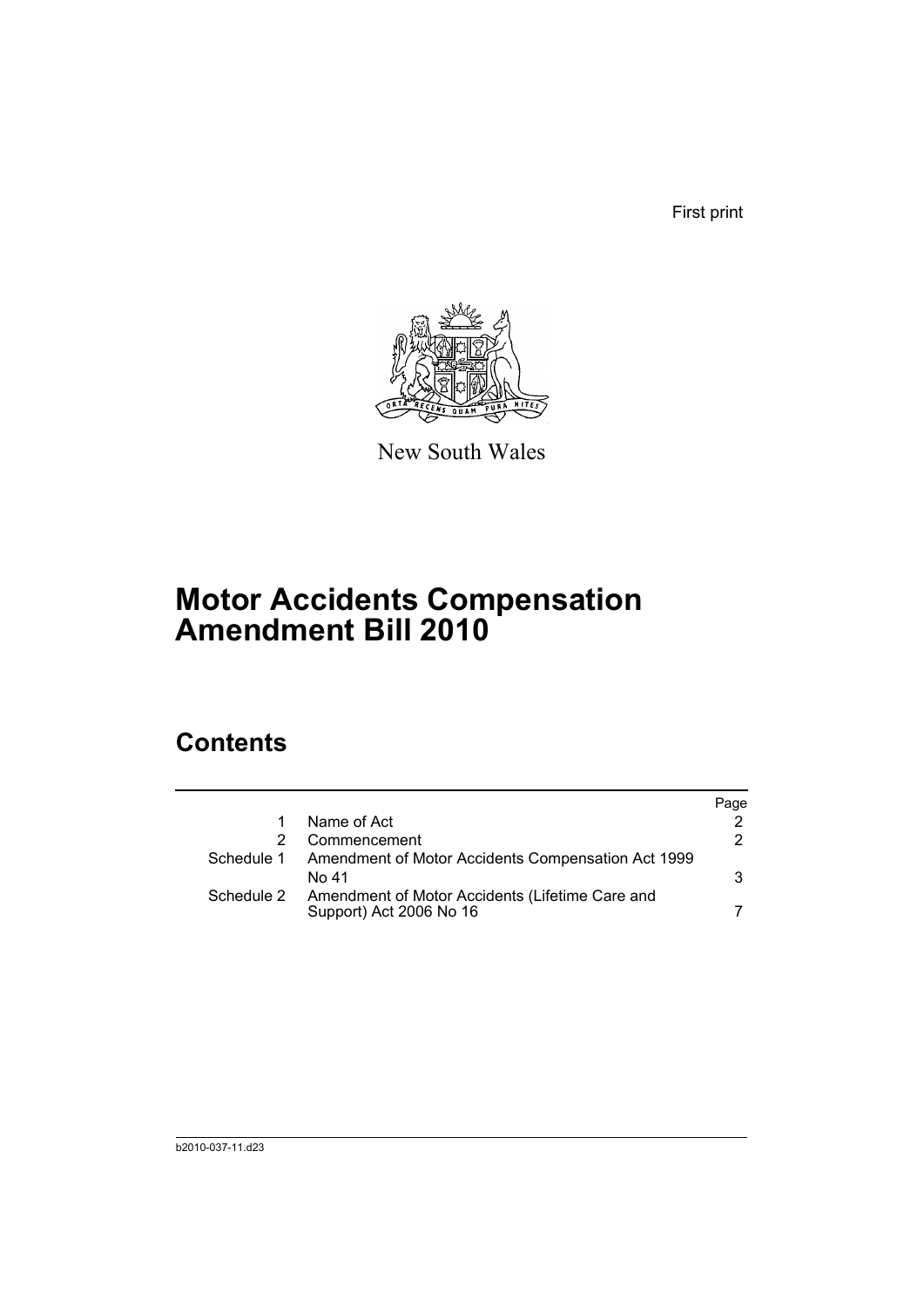First print

New South Wales

# Motor Accidents Compensation Amendment Bill 2010

## Contents

| | | Page |
|---|---|---|
| 1 | Name of Act | 2 |
| 2 | Commencement | 2 |
| Schedule 1 | Amendment of Motor Accidents Compensation Act 1999 No 41 | 3 |
| Schedule 2 | Amendment of Motor Accidents (Lifetime Care and Support) Act 2006 No 16 | 7 |

b2010-037-11.d23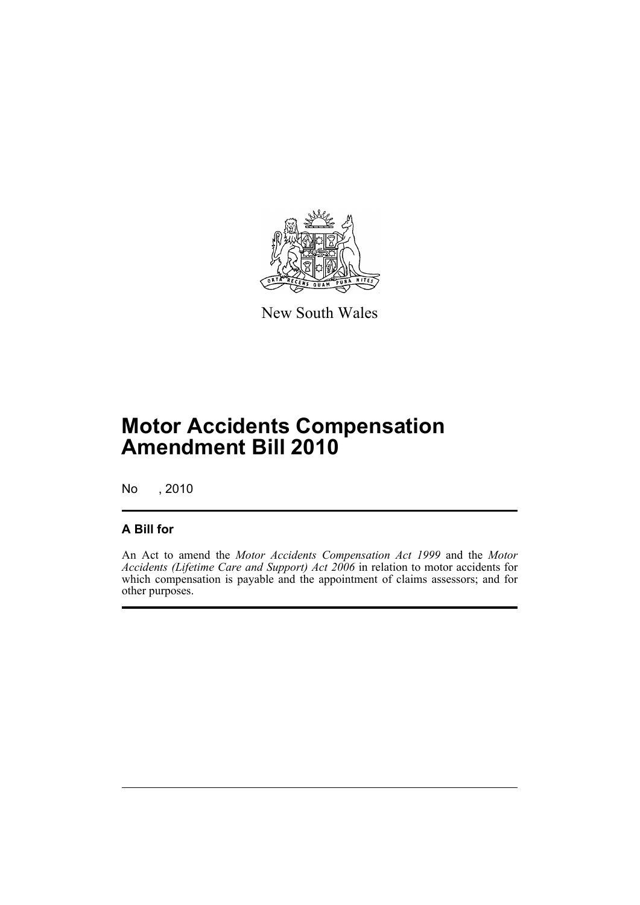New South Wales

# Motor Accidents Compensation Amendment Bill 2010

No , 2010

## A Bill for

An Act to amend the *Motor Accidents Compensation Act 1999* and the *Motor Accidents (Lifetime Care and Support) Act 2006* in relation to motor accidents for which compensation is payable and the appointment of claims assessors; and for other purposes.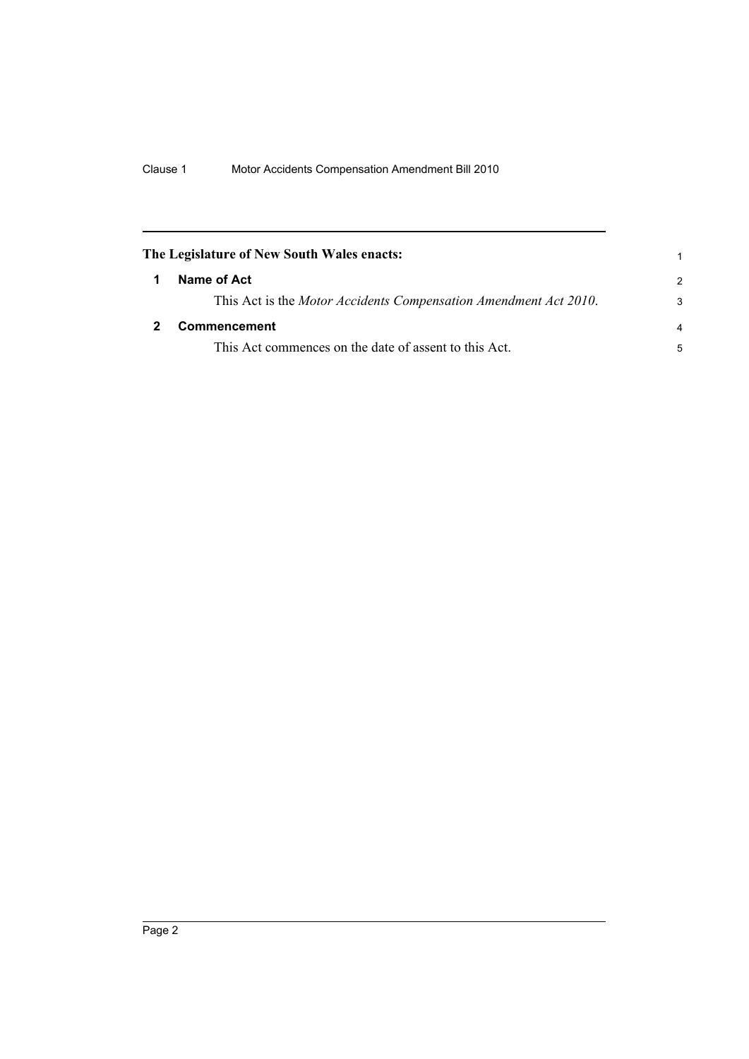**The Legislature of New South Wales enacts:**

## 1 Name of Act

This Act is the *Motor Accidents Compensation Amendment Act 2010*.

## 2 Commencement

This Act commences on the date of assent to this Act.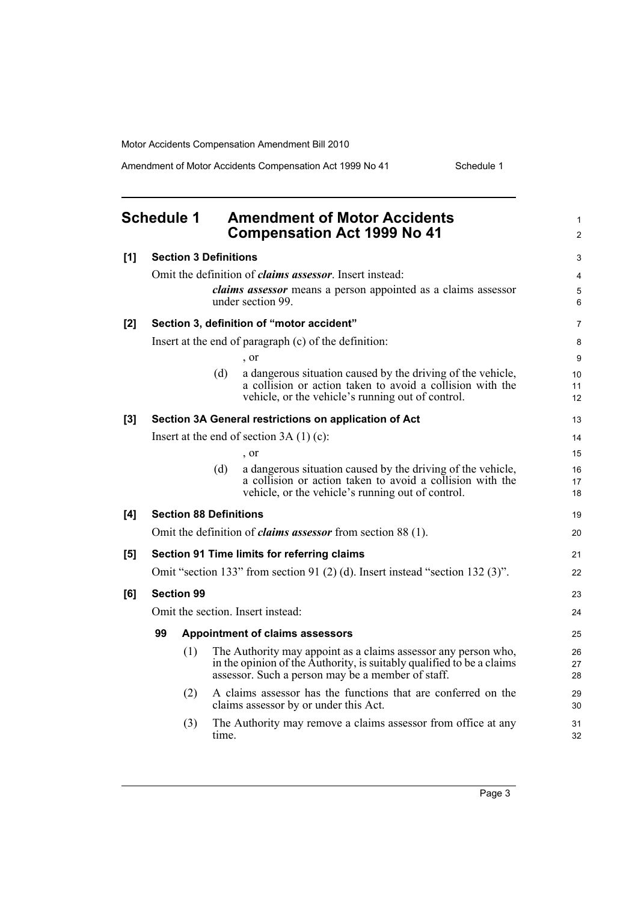# Schedule 1 Amendment of Motor Accidents Compensation Act 1999 No 41

**[1] Section 3 Definitions**

Omit the definition of ***claims assessor***. Insert instead:

> ***claims assessor*** means a person appointed as a claims assessor under section 99.

**[2] Section 3, definition of "motor accident"**

Insert at the end of paragraph (c) of the definition:

> , or
>
> (d) a dangerous situation caused by the driving of the vehicle, a collision or action taken to avoid a collision with the vehicle, or the vehicle's running out of control.

**[3] Section 3A General restrictions on application of Act**

Insert at the end of section 3A (1) (c):

> , or
>
> (d) a dangerous situation caused by the driving of the vehicle, a collision or action taken to avoid a collision with the vehicle, or the vehicle's running out of control.

**[4] Section 88 Definitions**

Omit the definition of ***claims assessor*** from section 88 (1).

**[5] Section 91 Time limits for referring claims**

Omit "section 133" from section 91 (2) (d). Insert instead "section 132 (3)".

**[6] Section 99**

Omit the section. Insert instead:

> **99 Appointment of claims assessors**
>
> (1) The Authority may appoint as a claims assessor any person who, in the opinion of the Authority, is suitably qualified to be a claims assessor. Such a person may be a member of staff.
>
> (2) A claims assessor has the functions that are conferred on the claims assessor by or under this Act.
>
> (3) The Authority may remove a claims assessor from office at any time.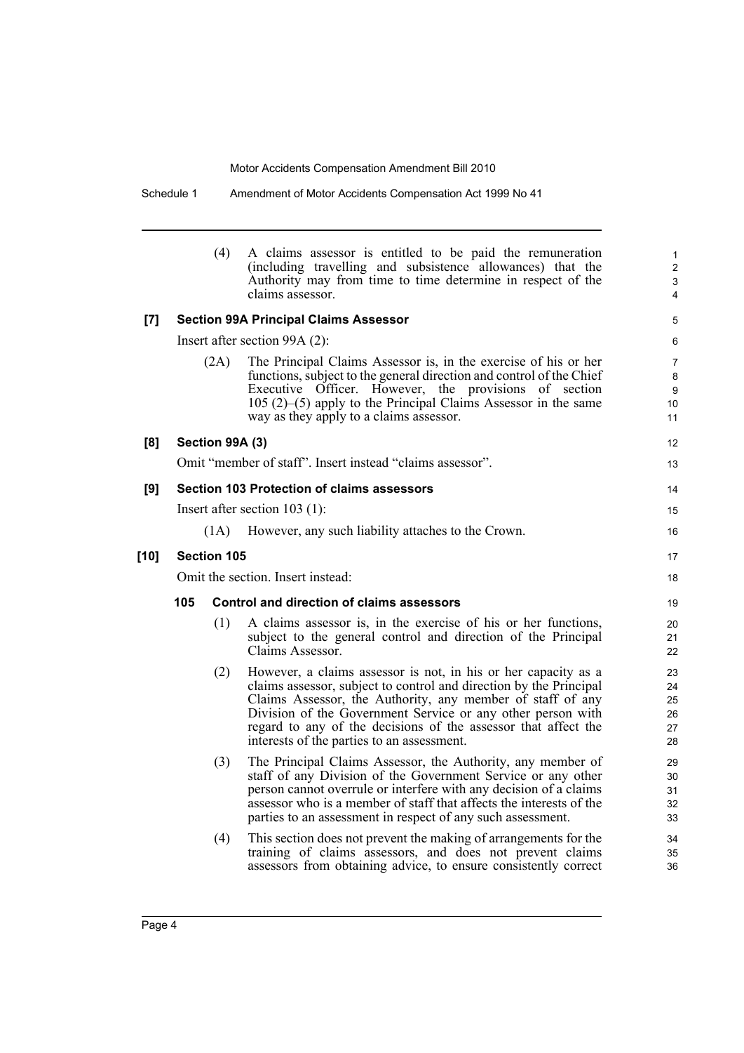(4) A claims assessor is entitled to be paid the remuneration (including travelling and subsistence allowances) that the Authority may from time to time determine in respect of the claims assessor.

**[7] Section 99A Principal Claims Assessor**

Insert after section 99A (2):

(2A) The Principal Claims Assessor is, in the exercise of his or her functions, subject to the general direction and control of the Chief Executive Officer. However, the provisions of section 105 (2)–(5) apply to the Principal Claims Assessor in the same way as they apply to a claims assessor.

**[8] Section 99A (3)**

Omit "member of staff". Insert instead "claims assessor".

**[9] Section 103 Protection of claims assessors**

Insert after section 103 (1):

(1A) However, any such liability attaches to the Crown.

**[10] Section 105**

Omit the section. Insert instead:

**105 Control and direction of claims assessors**

(1) A claims assessor is, in the exercise of his or her functions, subject to the general control and direction of the Principal Claims Assessor.

(2) However, a claims assessor is not, in his or her capacity as a claims assessor, subject to control and direction by the Principal Claims Assessor, the Authority, any member of staff of any Division of the Government Service or any other person with regard to any of the decisions of the assessor that affect the interests of the parties to an assessment.

(3) The Principal Claims Assessor, the Authority, any member of staff of any Division of the Government Service or any other person cannot overrule or interfere with any decision of a claims assessor who is a member of staff that affects the interests of the parties to an assessment in respect of any such assessment.

(4) This section does not prevent the making of arrangements for the training of claims assessors, and does not prevent claims assessors from obtaining advice, to ensure consistently correct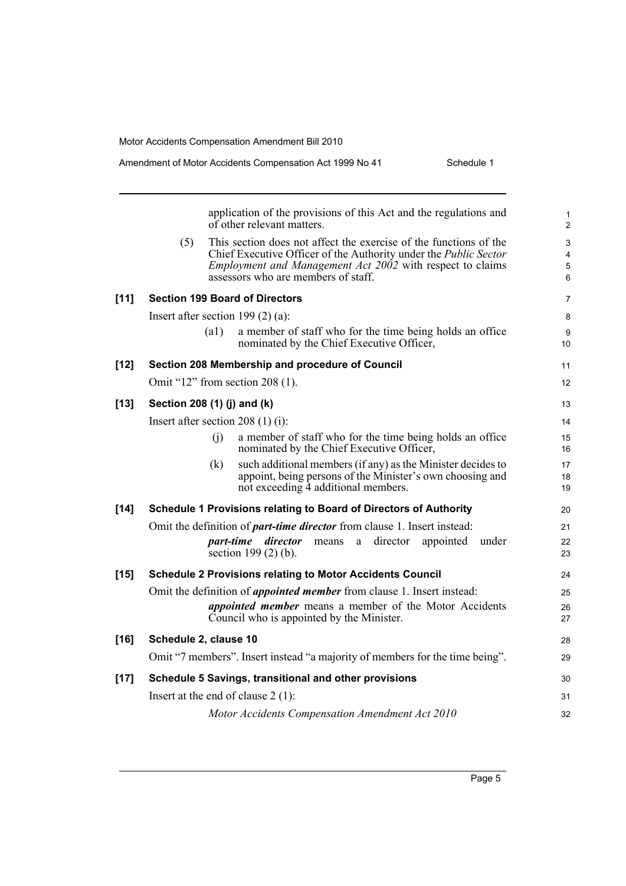application of the provisions of this Act and the regulations and of other relevant matters.

(5) This section does not affect the exercise of the functions of the Chief Executive Officer of the Authority under the *Public Sector Employment and Management Act 2002* with respect to claims assessors who are members of staff.

**[11] Section 199 Board of Directors**

Insert after section 199 (2) (a):

(a1) a member of staff who for the time being holds an office nominated by the Chief Executive Officer,

**[12] Section 208 Membership and procedure of Council**

Omit "12" from section 208 (1).

**[13] Section 208 (1) (j) and (k)**

Insert after section 208 (1) (i):

(j) a member of staff who for the time being holds an office nominated by the Chief Executive Officer,

(k) such additional members (if any) as the Minister decides to appoint, being persons of the Minister's own choosing and not exceeding 4 additional members.

**[14] Schedule 1 Provisions relating to Board of Directors of Authority**

Omit the definition of ***part-time director*** from clause 1. Insert instead:

***part-time director*** means a director appointed under section 199 (2) (b).

**[15] Schedule 2 Provisions relating to Motor Accidents Council**

Omit the definition of ***appointed member*** from clause 1. Insert instead:

***appointed member*** means a member of the Motor Accidents Council who is appointed by the Minister.

**[16] Schedule 2, clause 10**

Omit "7 members". Insert instead "a majority of members for the time being".

**[17] Schedule 5 Savings, transitional and other provisions**

Insert at the end of clause 2 (1):

*Motor Accidents Compensation Amendment Act 2010*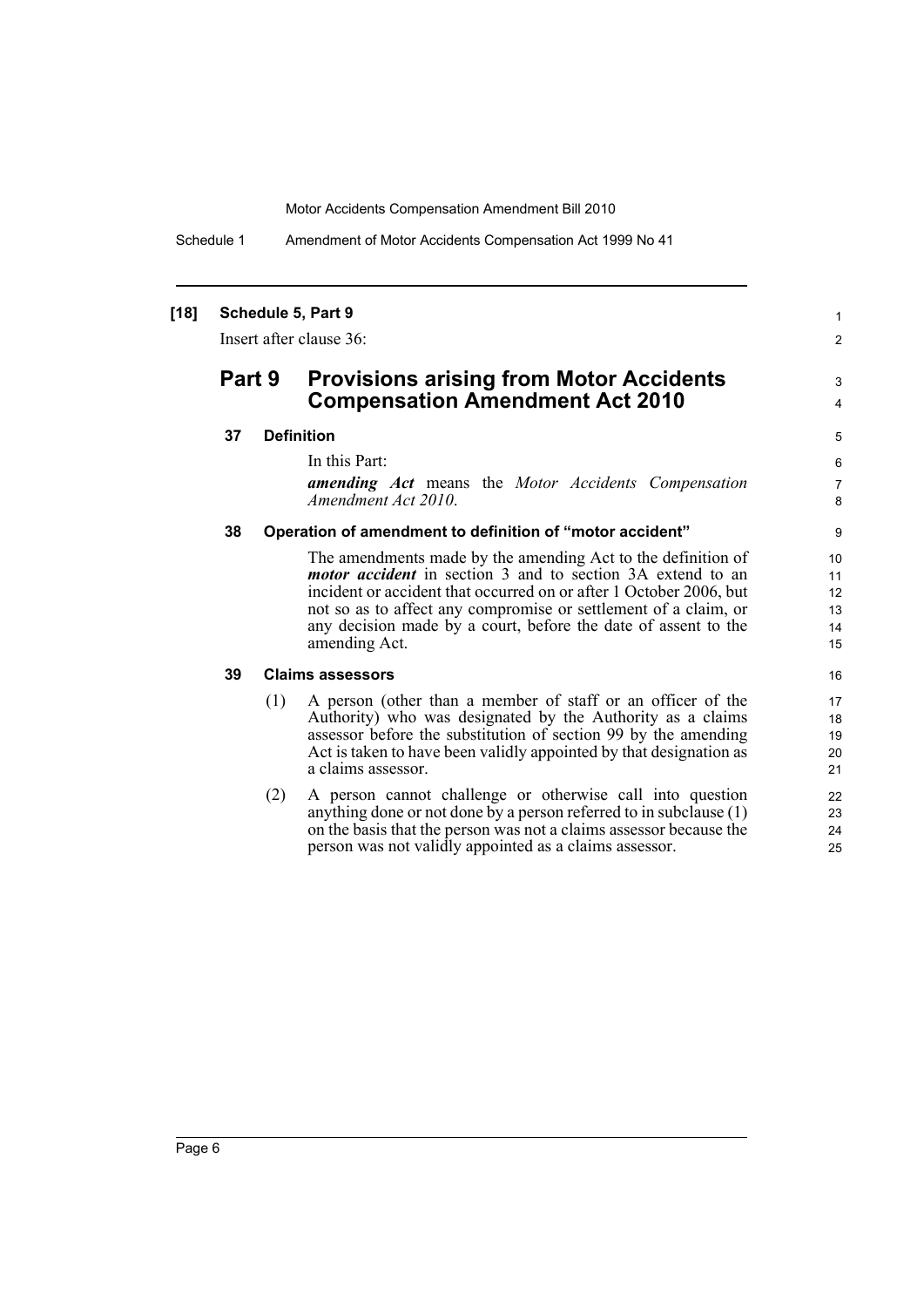**[18] Schedule 5, Part 9**

Insert after clause 36:

## Part 9 Provisions arising from Motor Accidents Compensation Amendment Act 2010

### 37 Definition

In this Part:

***amending Act*** means the *Motor Accidents Compensation Amendment Act 2010*.

### 38 Operation of amendment to definition of "motor accident"

The amendments made by the amending Act to the definition of ***motor accident*** in section 3 and to section 3A extend to an incident or accident that occurred on or after 1 October 2006, but not so as to affect any compromise or settlement of a claim, or any decision made by a court, before the date of assent to the amending Act.

### 39 Claims assessors

(1) A person (other than a member of staff or an officer of the Authority) who was designated by the Authority as a claims assessor before the substitution of section 99 by the amending Act is taken to have been validly appointed by that designation as a claims assessor.

(2) A person cannot challenge or otherwise call into question anything done or not done by a person referred to in subclause (1) on the basis that the person was not a claims assessor because the person was not validly appointed as a claims assessor.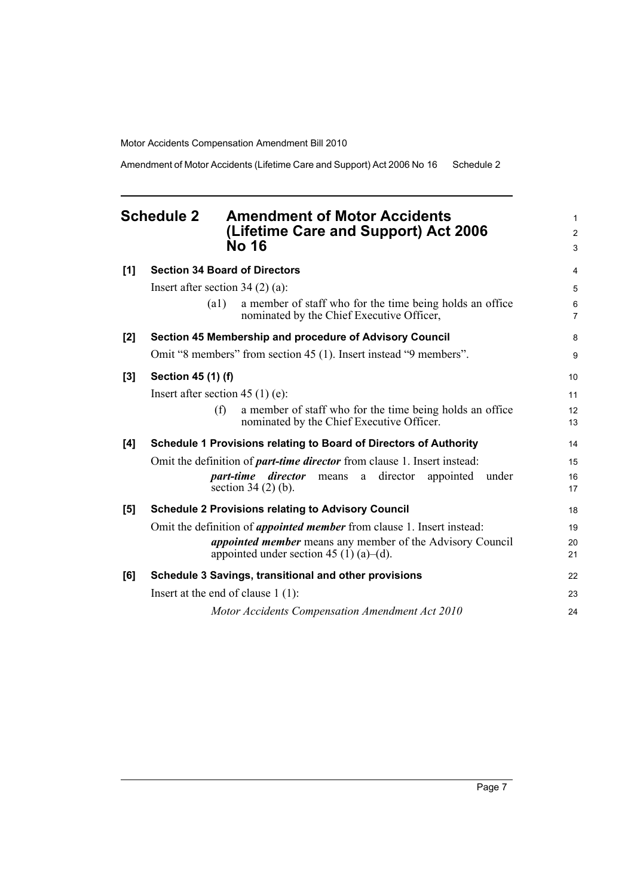## Schedule 2 Amendment of Motor Accidents (Lifetime Care and Support) Act 2006 No 16

**[1] Section 34 Board of Directors**

Insert after section 34 (2) (a):

> (a1) a member of staff who for the time being holds an office nominated by the Chief Executive Officer,

**[2] Section 45 Membership and procedure of Advisory Council**

Omit "8 members" from section 45 (1). Insert instead "9 members".

**[3] Section 45 (1) (f)**

Insert after section 45 (1) (e):

> (f) a member of staff who for the time being holds an office nominated by the Chief Executive Officer.

**[4] Schedule 1 Provisions relating to Board of Directors of Authority**

Omit the definition of ***part-time director*** from clause 1. Insert instead:

> ***part-time director*** means a director appointed under section 34 (2) (b).

**[5] Schedule 2 Provisions relating to Advisory Council**

Omit the definition of ***appointed member*** from clause 1. Insert instead:

> ***appointed member*** means any member of the Advisory Council appointed under section 45 (1) (a)–(d).

**[6] Schedule 3 Savings, transitional and other provisions**

Insert at the end of clause 1 (1):

> *Motor Accidents Compensation Amendment Act 2010*